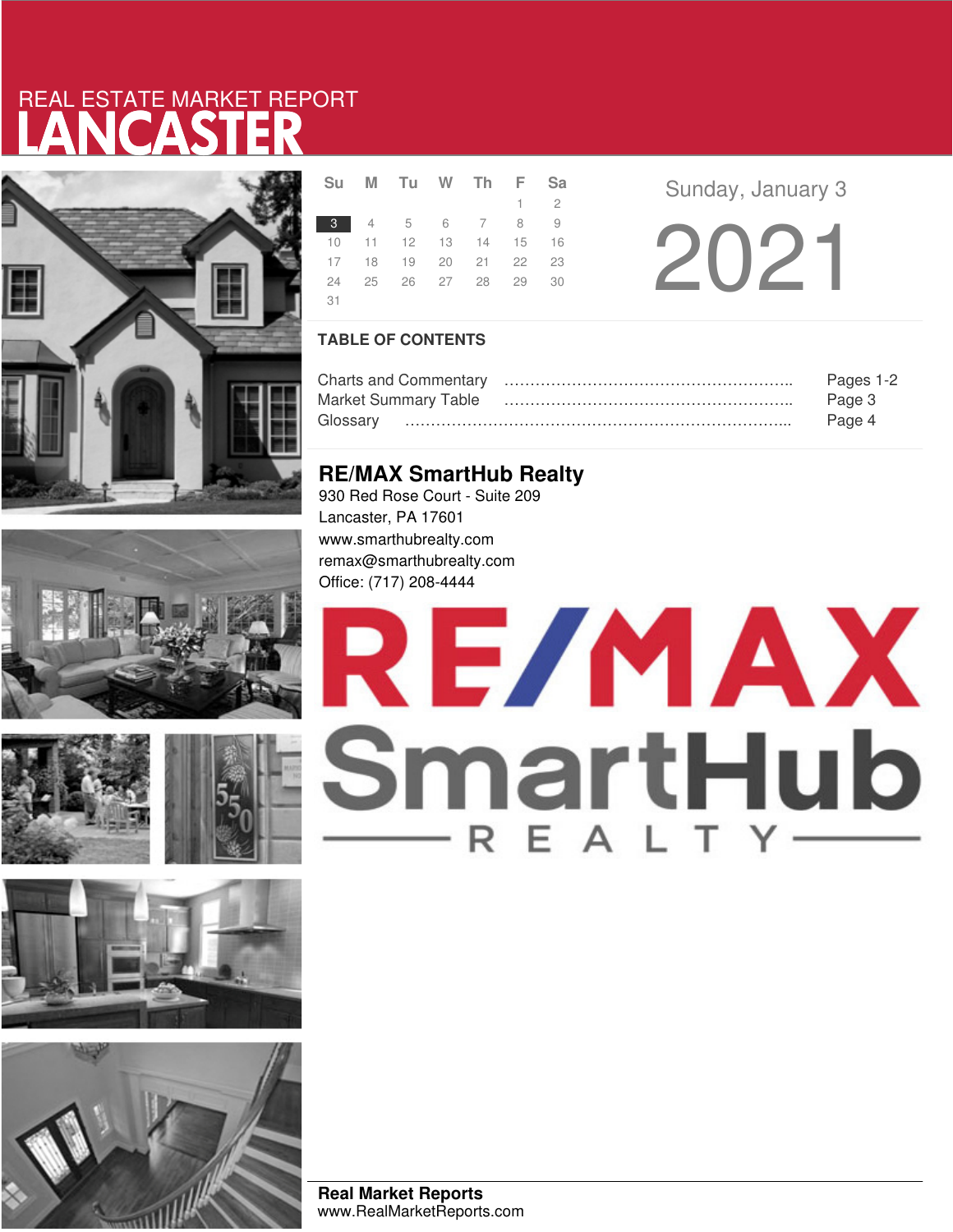REAL ESTATE MARKET REPORT

# LANCASTER

| Su | M | Tu | W | Th | F | Sa |
|---|---|---|---|---|---|---|
| | | | | | 1 | 2 |
| 3 | 4 | 5 | 6 | 7 | 8 | 9 |
| 10 | 11 | 12 | 13 | 14 | 15 | 16 |
| 17 | 18 | 19 | 20 | 21 | 22 | 23 |
| 24 | 25 | 26 | 27 | 28 | 29 | 30 |
| 31 | | | | | | |

Sunday, January 3

2021

## TABLE OF CONTENTS

| | |
|---|---|
| Charts and Commentary | Pages 1-2 |
| Market Summary Table | Page 3 |
| Glossary | Page 4 |

## RE/MAX SmartHub Realty

930 Red Rose Court - Suite 209
Lancaster, PA 17601
www.smarthubrealty.com
remax@smarthubrealty.com
Office: (717) 208-4444

RE/MAX SmartHub REALTY

**Real Market Reports**
www.RealMarketReports.com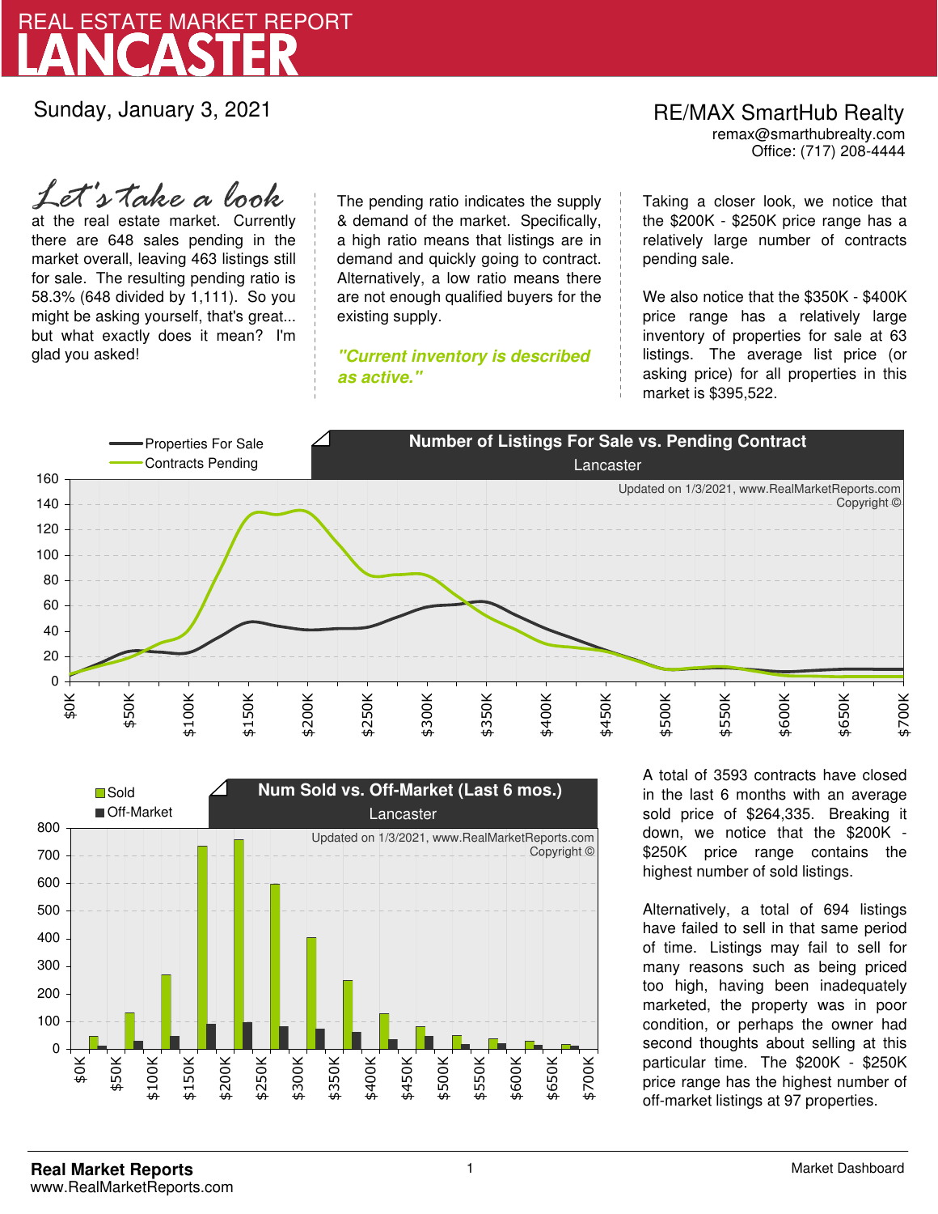# REAL ESTATE MARKET REPORT
# LANCASTER

Sunday, January 3, 2021

RE/MAX SmartHub Realty
remax@smarthubrealty.com
Office: (717) 208-4444

*Let's take a look* at the real estate market. Currently there are 648 sales pending in the market overall, leaving 463 listings still for sale. The resulting pending ratio is 58.3% (648 divided by 1,111). So you might be asking yourself, that's great... but what exactly does it mean? I'm glad you asked!

The pending ratio indicates the supply & demand of the market. Specifically, a high ratio means that listings are in demand and quickly going to contract. Alternatively, a low ratio means there are not enough qualified buyers for the existing supply.

***"Current inventory is described as active."***

Taking a closer look, we notice that the $200K - $250K price range has a relatively large number of contracts pending sale.

We also notice that the $350K - $400K price range has a relatively large inventory of properties for sale at 63 listings. The average list price (or asking price) for all properties in this market is $395,522.

**Number of Listings For Sale vs. Pending Contract**
Lancaster

Updated on 1/3/2021, www.RealMarketReports.com
Copyright ©

**Num Sold vs. Off-Market (Last 6 mos.)**
Lancaster

Updated on 1/3/2021, www.RealMarketReports.com
Copyright ©

A total of 3593 contracts have closed in the last 6 months with an average sold price of $264,335. Breaking it down, we notice that the $200K - $250K price range contains the highest number of sold listings.

Alternatively, a total of 694 listings have failed to sell in that same period of time. Listings may fail to sell for many reasons such as being priced too high, having been inadequately marketed, the property was in poor condition, or perhaps the owner had second thoughts about selling at this particular time. The $200K - $250K price range has the highest number of off-market listings at 97 properties.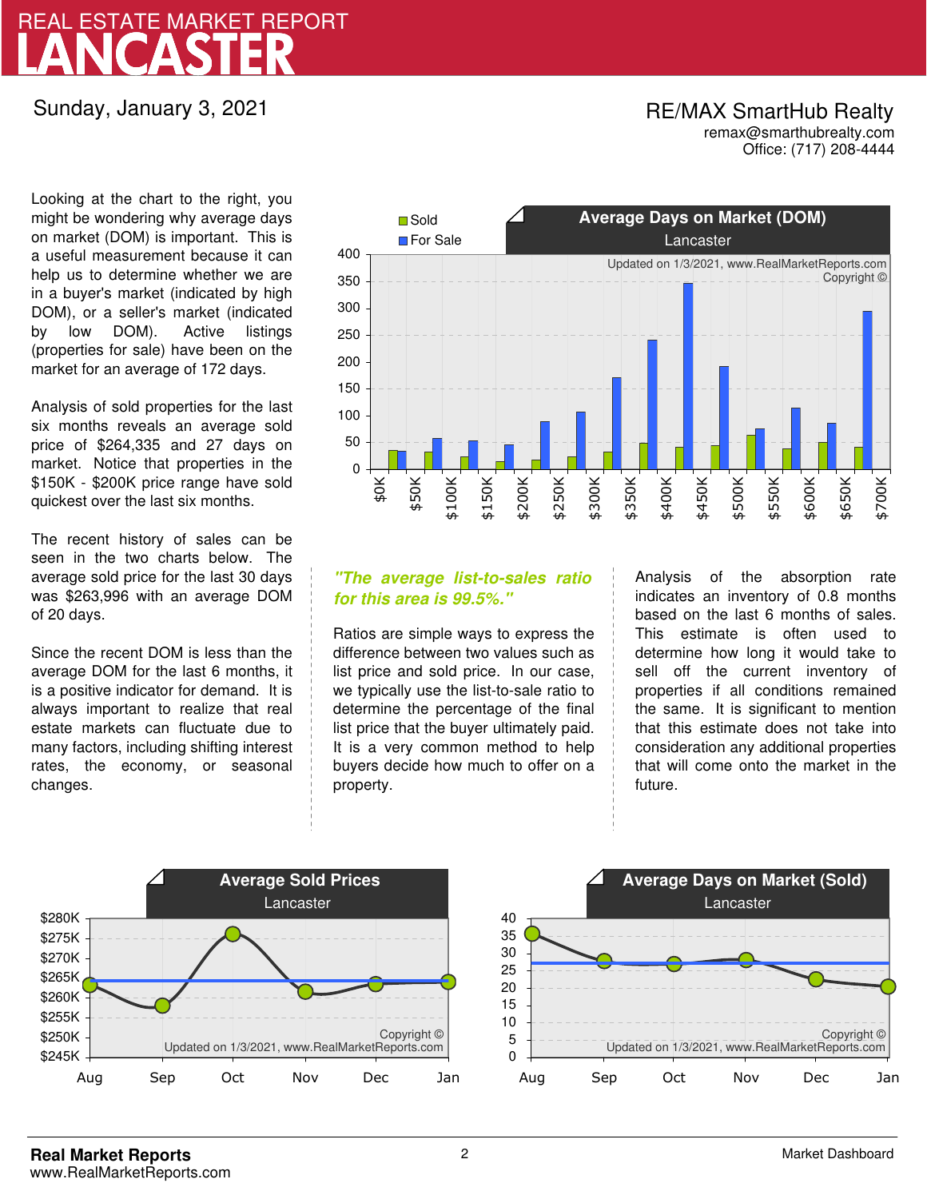# REAL ESTATE MARKET REPORT
# LANCASTER

Sunday, January 3, 2021

RE/MAX SmartHub Realty
remax@smarthubrealty.com
Office: (717) 208-4444

Looking at the chart to the right, you might be wondering why average days on market (DOM) is important. This is a useful measurement because it can help us to determine whether we are in a buyer's market (indicated by high DOM), or a seller's market (indicated by low DOM). Active listings (properties for sale) have been on the market for an average of 172 days.

Analysis of sold properties for the last six months reveals an average sold price of $264,335 and 27 days on market. Notice that properties in the $150K - $200K price range have sold quickest over the last six months.

The recent history of sales can be seen in the two charts below. The average sold price for the last 30 days was $263,996 with an average DOM of 20 days.

Since the recent DOM is less than the average DOM for the last 6 months, it is a positive indicator for demand. It is always important to realize that real estate markets can fluctuate due to many factors, including shifting interest rates, the economy, or seasonal changes.

**Average Days on Market (DOM)**
Lancaster

***"The average list-to-sales ratio for this area is 99.5%."***

Ratios are simple ways to express the difference between two values such as list price and sold price. In our case, we typically use the list-to-sale ratio to determine the percentage of the final list price that the buyer ultimately paid. It is a very common method to help buyers decide how much to offer on a property.

Analysis of the absorption rate indicates an inventory of 0.8 months based on the last 6 months of sales. This estimate is often used to determine how long it would take to sell off the current inventory of properties if all conditions remained the same. It is significant to mention that this estimate does not take into consideration any additional properties that will come onto the market in the future.

**Average Sold Prices**
Lancaster

**Average Days on Market (Sold)**
Lancaster

**Real Market Reports**
www.RealMarketReports.com

Market Dashboard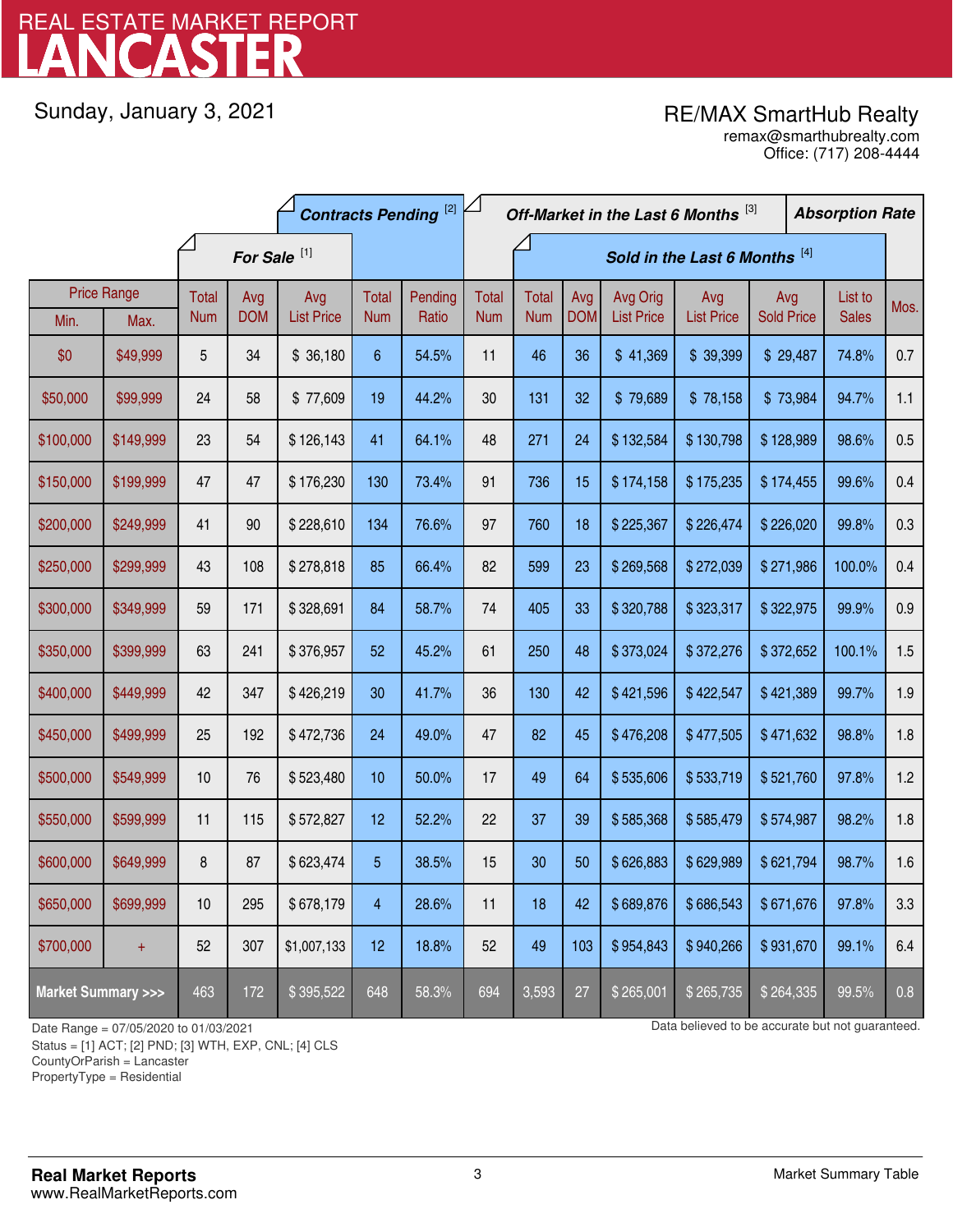# REAL ESTATE MARKET REPORT
# LANCASTER

Sunday, January 3, 2021

RE/MAX SmartHub Realty
remax@smarthubrealty.com
Office: (717) 208-4444

| Price Range | | For Sale [1] | | | Contracts Pending [2] | | Off-Market in the Last 6 Months [3] | Sold in the Last 6 Months [4] | | | | | | Absorption Rate |
|---|---|---|---|---|---|---|---|---|---|---|---|---|---|---|
| Min. | Max. | Total Num | Avg DOM | Avg List Price | Total Num | Pending Ratio | Total Num | Total Num | Avg DOM | Avg Orig List Price | Avg List Price | Avg Sold Price | List to Sales | Mos. |
| $0 | $49,999 | 5 | 34 | $ 36,180 | 6 | 54.5% | 11 | 46 | 36 | $ 41,369 | $ 39,399 | $ 29,487 | 74.8% | 0.7 |
| $50,000 | $99,999 | 24 | 58 | $ 77,609 | 19 | 44.2% | 30 | 131 | 32 | $ 79,689 | $ 78,158 | $ 73,984 | 94.7% | 1.1 |
| $100,000 | $149,999 | 23 | 54 | $ 126,143 | 41 | 64.1% | 48 | 271 | 24 | $ 132,584 | $ 130,798 | $ 128,989 | 98.6% | 0.5 |
| $150,000 | $199,999 | 47 | 47 | $ 176,230 | 130 | 73.4% | 91 | 736 | 15 | $ 174,158 | $ 175,235 | $ 174,455 | 99.6% | 0.4 |
| $200,000 | $249,999 | 41 | 90 | $ 228,610 | 134 | 76.6% | 97 | 760 | 18 | $ 225,367 | $ 226,474 | $ 226,020 | 99.8% | 0.3 |
| $250,000 | $299,999 | 43 | 108 | $ 278,818 | 85 | 66.4% | 82 | 599 | 23 | $ 269,568 | $ 272,039 | $ 271,986 | 100.0% | 0.4 |
| $300,000 | $349,999 | 59 | 171 | $ 328,691 | 84 | 58.7% | 74 | 405 | 33 | $ 320,788 | $ 323,317 | $ 322,975 | 99.9% | 0.9 |
| $350,000 | $399,999 | 63 | 241 | $ 376,957 | 52 | 45.2% | 61 | 250 | 48 | $ 373,024 | $ 372,276 | $ 372,652 | 100.1% | 1.5 |
| $400,000 | $449,999 | 42 | 347 | $ 426,219 | 30 | 41.7% | 36 | 130 | 42 | $ 421,596 | $ 422,547 | $ 421,389 | 99.7% | 1.9 |
| $450,000 | $499,999 | 25 | 192 | $ 472,736 | 24 | 49.0% | 47 | 82 | 45 | $ 476,208 | $ 477,505 | $ 471,632 | 98.8% | 1.8 |
| $500,000 | $549,999 | 10 | 76 | $ 523,480 | 10 | 50.0% | 17 | 49 | 64 | $ 535,606 | $ 533,719 | $ 521,760 | 97.8% | 1.2 |
| $550,000 | $599,999 | 11 | 115 | $ 572,827 | 12 | 52.2% | 22 | 37 | 39 | $ 585,368 | $ 585,479 | $ 574,987 | 98.2% | 1.8 |
| $600,000 | $649,999 | 8 | 87 | $ 623,474 | 5 | 38.5% | 15 | 30 | 50 | $ 626,883 | $ 629,989 | $ 621,794 | 98.7% | 1.6 |
| $650,000 | $699,999 | 10 | 295 | $ 678,179 | 4 | 28.6% | 11 | 18 | 42 | $ 689,876 | $ 686,543 | $ 671,676 | 97.8% | 3.3 |
| $700,000 | + | 52 | 307 | $1,007,133 | 12 | 18.8% | 52 | 49 | 103 | $ 954,843 | $ 940,266 | $ 931,670 | 99.1% | 6.4 |
| **Market Summary >>>** | | 463 | 172 | $ 395,522 | 648 | 58.3% | 694 | 3,593 | 27 | $ 265,001 | $ 265,735 | $ 264,335 | 99.5% | 0.8 |

Date Range = 07/05/2020 to 01/03/2021
Status = [1] ACT; [2] PND; [3] WTH, EXP, CNL; [4] CLS
CountyOrParish = Lancaster
PropertyType = Residential

Data believed to be accurate but not guaranteed.

**Real Market Reports**
www.RealMarketReports.com

Market Summary Table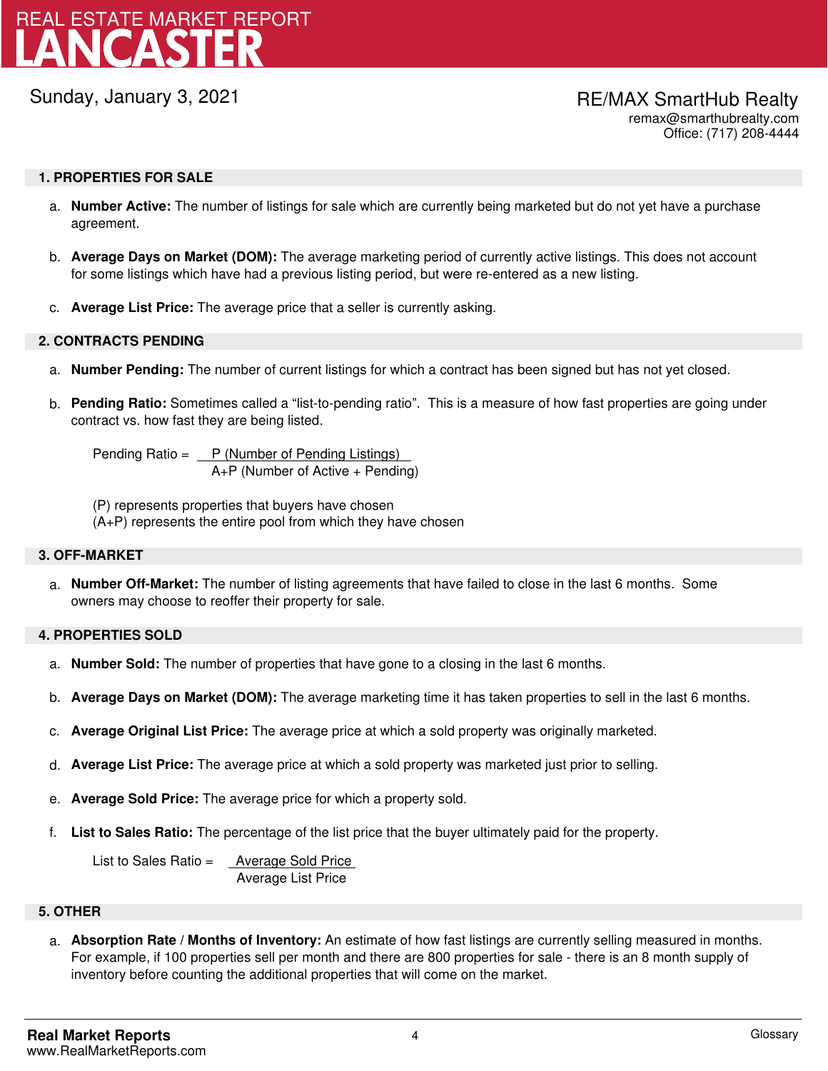# REAL ESTATE MARKET REPORT LANCASTER

Sunday, January 3, 2021

RE/MAX SmartHub Realty
remax@smarthubrealty.com
Office: (717) 208-4444

## 1. PROPERTIES FOR SALE

a. **Number Active:** The number of listings for sale which are currently being marketed but do not yet have a purchase agreement.

b. **Average Days on Market (DOM):** The average marketing period of currently active listings. This does not account for some listings which have had a previous listing period, but were re-entered as a new listing.

c. **Average List Price:** The average price that a seller is currently asking.

## 2. CONTRACTS PENDING

a. **Number Pending:** The number of current listings for which a contract has been signed but has not yet closed.

b. **Pending Ratio:** Sometimes called a "list-to-pending ratio". This is a measure of how fast properties are going under contract vs. how fast they are being listed.

$$\text{Pending Ratio} = \frac{\text{P (Number of Pending Listings)}}{\text{A+P (Number of Active + Pending)}}$$

(P) represents properties that buyers have chosen
(A+P) represents the entire pool from which they have chosen

## 3. OFF-MARKET

a. **Number Off-Market:** The number of listing agreements that have failed to close in the last 6 months. Some owners may choose to reoffer their property for sale.

## 4. PROPERTIES SOLD

a. **Number Sold:** The number of properties that have gone to a closing in the last 6 months.

b. **Average Days on Market (DOM):** The average marketing time it has taken properties to sell in the last 6 months.

c. **Average Original List Price:** The average price at which a sold property was originally marketed.

d. **Average List Price:** The average price at which a sold property was marketed just prior to selling.

e. **Average Sold Price:** The average price for which a property sold.

f. **List to Sales Ratio:** The percentage of the list price that the buyer ultimately paid for the property.

$$\text{List to Sales Ratio} = \frac{\text{Average Sold Price}}{\text{Average List Price}}$$

## 5. OTHER

a. **Absorption Rate / Months of Inventory:** An estimate of how fast listings are currently selling measured in months. For example, if 100 properties sell per month and there are 800 properties for sale - there is an 8 month supply of inventory before counting the additional properties that will come on the market.